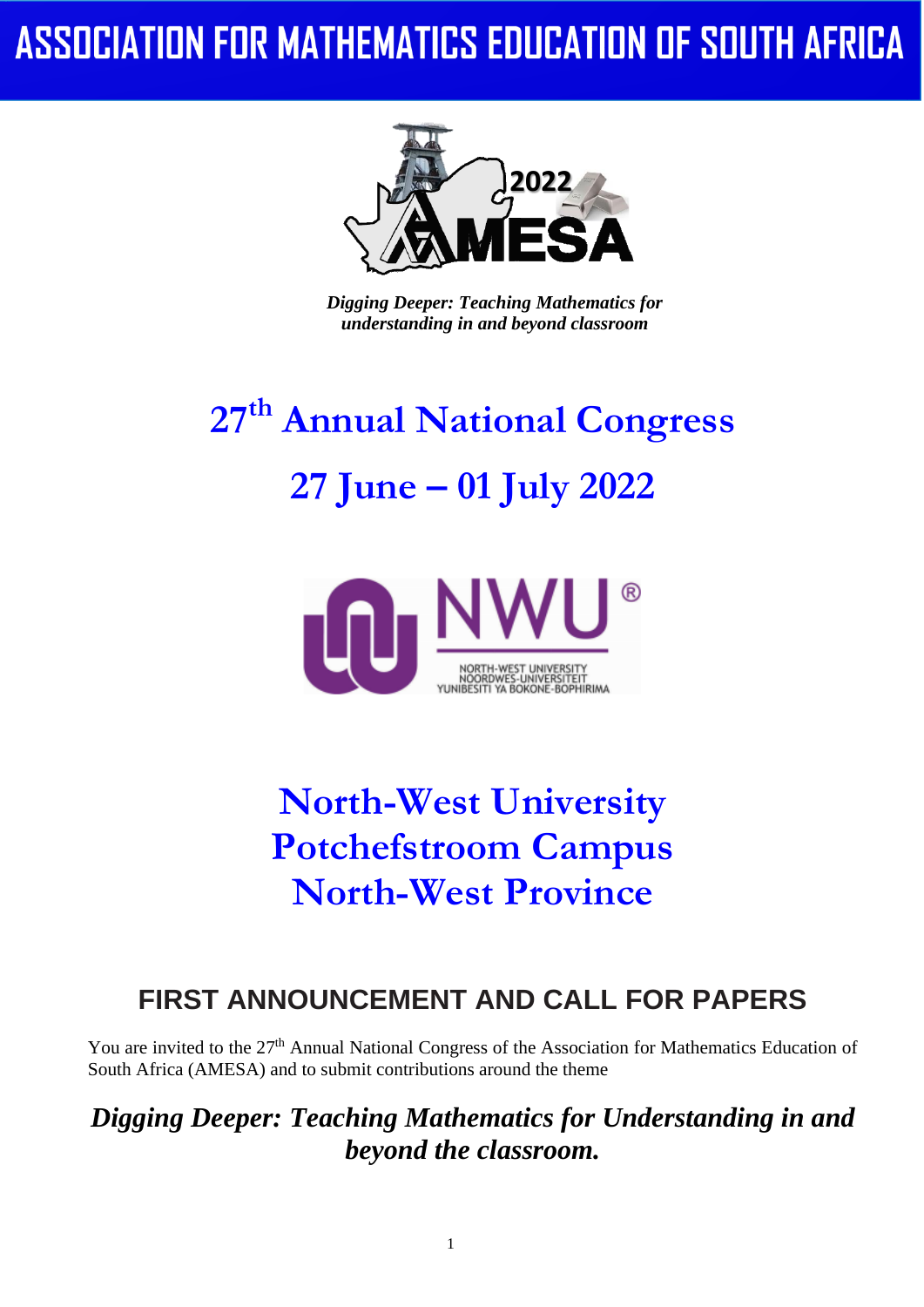# ASSOCIATION FOR MATHEMATICS EDUCATION OF SOUTH AFRICA

*Digging Deeper: Teaching Mathematics for understanding in and beyond classroom*

## 27th Annual National Congress

## 27 June – 01 July 2022

## North-West University
## Potchefstroom Campus
## North-West Province

## FIRST ANNOUNCEMENT AND CALL FOR PAPERS

You are invited to the 27th Annual National Congress of the Association for Mathematics Education of South Africa (AMESA) and to submit contributions around the theme

***Digging Deeper: Teaching Mathematics for Understanding in and beyond the classroom.***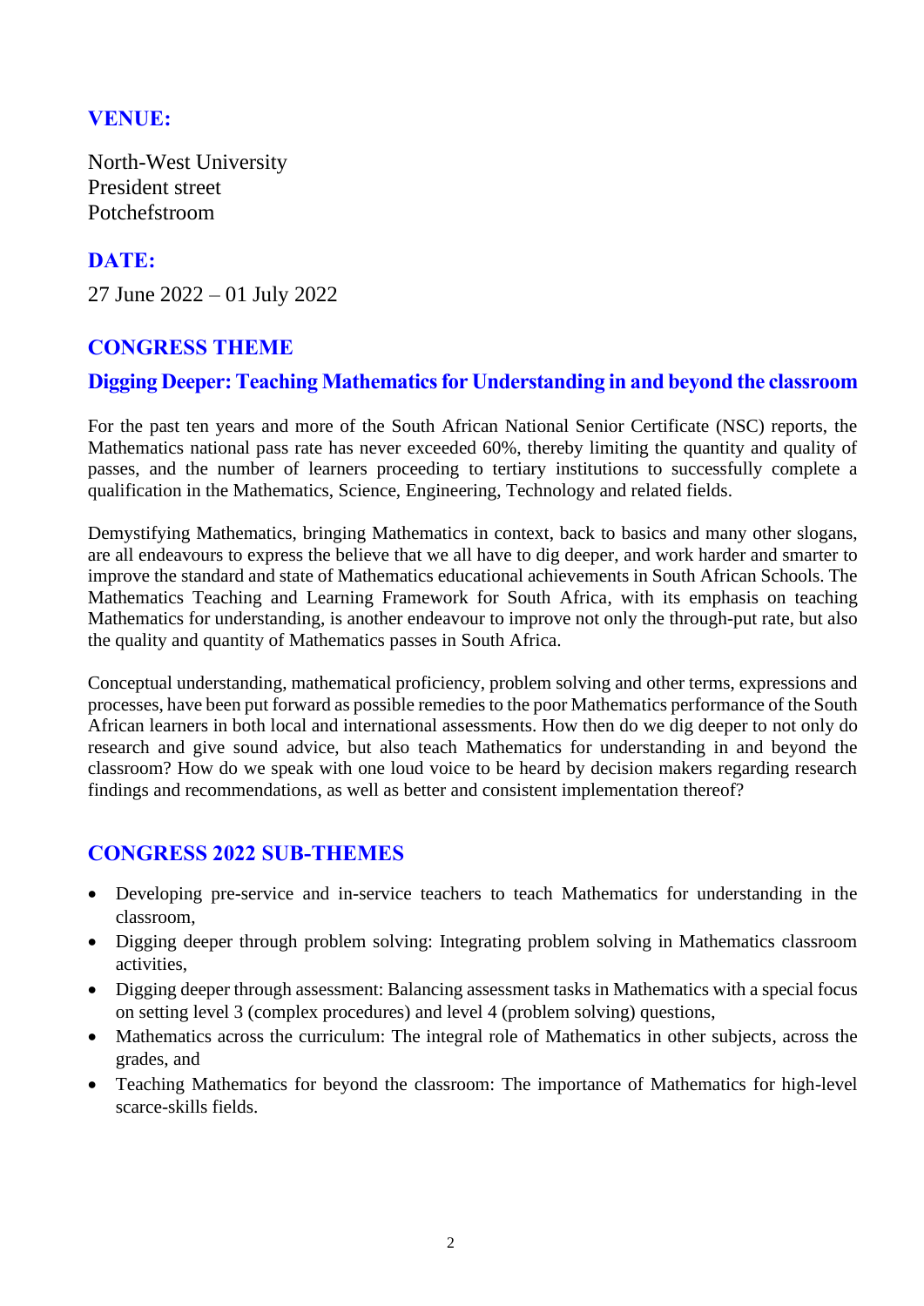## VENUE:

North-West University
President street
Potchefstroom

## DATE:

27 June 2022 – 01 July 2022

## CONGRESS THEME

### Digging Deeper: Teaching Mathematics for Understanding in and beyond the classroom

For the past ten years and more of the South African National Senior Certificate (NSC) reports, the Mathematics national pass rate has never exceeded 60%, thereby limiting the quantity and quality of passes, and the number of learners proceeding to tertiary institutions to successfully complete a qualification in the Mathematics, Science, Engineering, Technology and related fields.

Demystifying Mathematics, bringing Mathematics in context, back to basics and many other slogans, are all endeavours to express the believe that we all have to dig deeper, and work harder and smarter to improve the standard and state of Mathematics educational achievements in South African Schools. The Mathematics Teaching and Learning Framework for South Africa, with its emphasis on teaching Mathematics for understanding, is another endeavour to improve not only the through-put rate, but also the quality and quantity of Mathematics passes in South Africa.

Conceptual understanding, mathematical proficiency, problem solving and other terms, expressions and processes, have been put forward as possible remedies to the poor Mathematics performance of the South African learners in both local and international assessments. How then do we dig deeper to not only do research and give sound advice, but also teach Mathematics for understanding in and beyond the classroom? How do we speak with one loud voice to be heard by decision makers regarding research findings and recommendations, as well as better and consistent implementation thereof?

## CONGRESS 2022 SUB-THEMES

- Developing pre-service and in-service teachers to teach Mathematics for understanding in the classroom,
- Digging deeper through problem solving: Integrating problem solving in Mathematics classroom activities,
- Digging deeper through assessment: Balancing assessment tasks in Mathematics with a special focus on setting level 3 (complex procedures) and level 4 (problem solving) questions,
- Mathematics across the curriculum: The integral role of Mathematics in other subjects, across the grades, and
- Teaching Mathematics for beyond the classroom: The importance of Mathematics for high-level scarce-skills fields.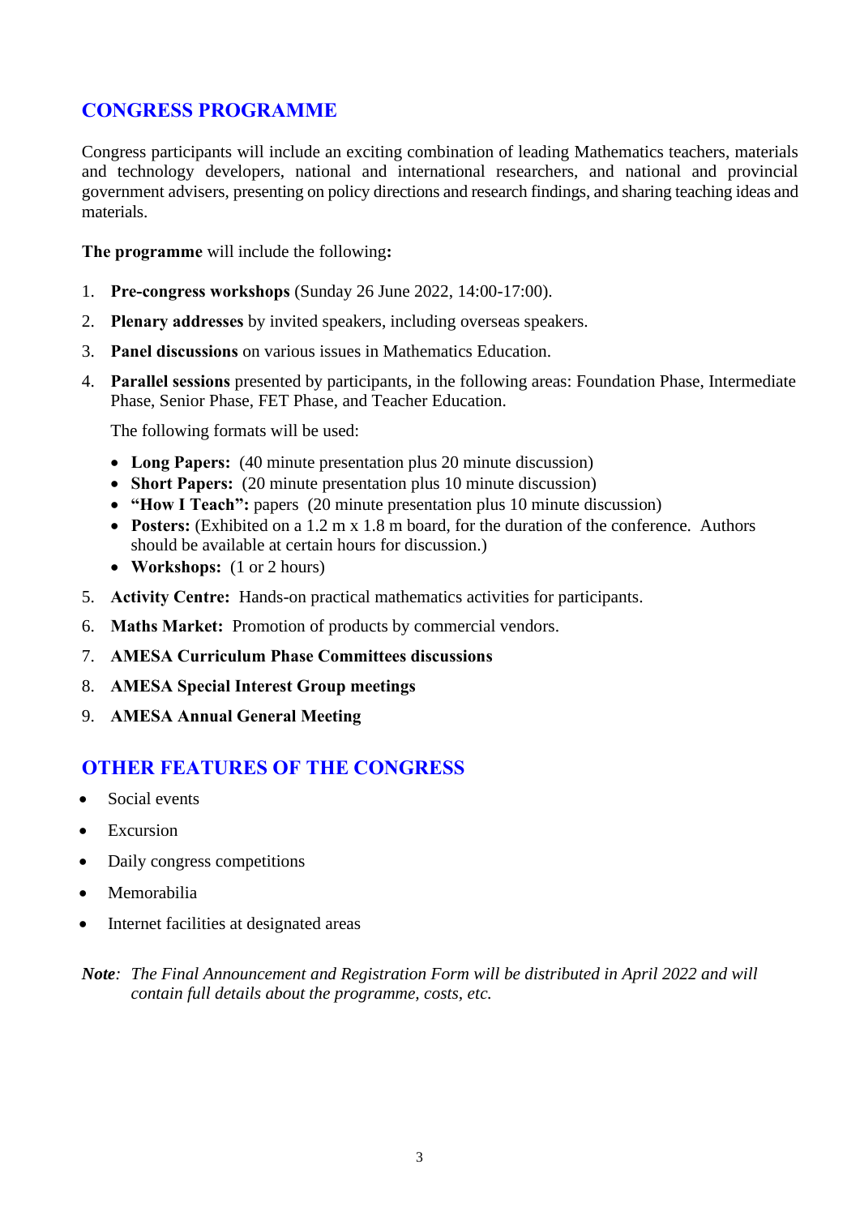## CONGRESS PROGRAMME

Congress participants will include an exciting combination of leading Mathematics teachers, materials and technology developers, national and international researchers, and national and provincial government advisers, presenting on policy directions and research findings, and sharing teaching ideas and materials.

**The programme** will include the following**:**

1. **Pre-congress workshops** (Sunday 26 June 2022, 14:00-17:00).
2. **Plenary addresses** by invited speakers, including overseas speakers.
3. **Panel discussions** on various issues in Mathematics Education.
4. **Parallel sessions** presented by participants, in the following areas: Foundation Phase, Intermediate Phase, Senior Phase, FET Phase, and Teacher Education.

   The following formats will be used:

   - **Long Papers:** (40 minute presentation plus 20 minute discussion)
   - **Short Papers:** (20 minute presentation plus 10 minute discussion)
   - **"How I Teach":** papers (20 minute presentation plus 10 minute discussion)
   - **Posters:** (Exhibited on a 1.2 m x 1.8 m board, for the duration of the conference. Authors should be available at certain hours for discussion.)
   - **Workshops:** (1 or 2 hours)
5. **Activity Centre:** Hands-on practical mathematics activities for participants.
6. **Maths Market:** Promotion of products by commercial vendors.
7. **AMESA Curriculum Phase Committees discussions**
8. **AMESA Special Interest Group meetings**
9. **AMESA Annual General Meeting**

## OTHER FEATURES OF THE CONGRESS

- Social events
- Excursion
- Daily congress competitions
- Memorabilia
- Internet facilities at designated areas

***Note**: The Final Announcement and Registration Form will be distributed in April 2022 and will contain full details about the programme, costs, etc.*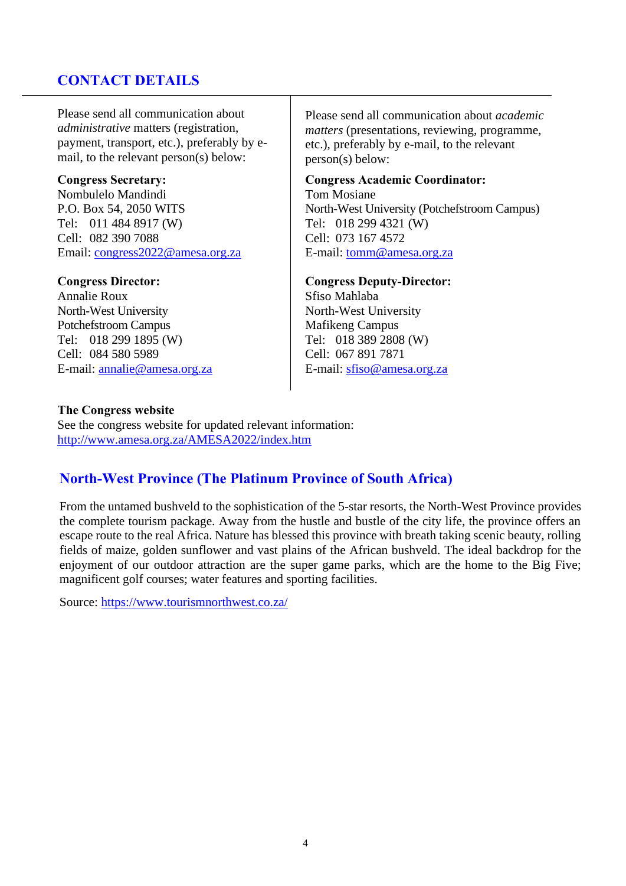## CONTACT DETAILS

Please send all communication about *administrative* matters (registration, payment, transport, etc.), preferably by e-mail, to the relevant person(s) below:

**Congress Secretary:**
Nombulelo Mandindi
P.O. Box 54, 2050 WITS
Tel: 011 484 8917 (W)
Cell: 082 390 7088
Email: congress2022@amesa.org.za

**Congress Director:**
Annalie Roux
North-West University
Potchefstroom Campus
Tel: 018 299 1895 (W)
Cell: 084 580 5989
E-mail: annalie@amesa.org.za

Please send all communication about *academic matters* (presentations, reviewing, programme, etc.), preferably by e-mail, to the relevant person(s) below:

**Congress Academic Coordinator:**
Tom Mosiane
North-West University (Potchefstroom Campus)
Tel: 018 299 4321 (W)
Cell: 073 167 4572
E-mail: tomm@amesa.org.za

**Congress Deputy-Director:**
Sfiso Mahlaba
North-West University
Mafikeng Campus
Tel: 018 389 2808 (W)
Cell: 067 891 7871
E-mail: sfiso@amesa.org.za

**The Congress website**
See the congress website for updated relevant information:
http://www.amesa.org.za/AMESA2022/index.htm

## North-West Province (The Platinum Province of South Africa)

From the untamed bushveld to the sophistication of the 5-star resorts, the North-West Province provides the complete tourism package. Away from the hustle and bustle of the city life, the province offers an escape route to the real Africa. Nature has blessed this province with breath taking scenic beauty, rolling fields of maize, golden sunflower and vast plains of the African bushveld. The ideal backdrop for the enjoyment of our outdoor attraction are the super game parks, which are the home to the Big Five; magnificent golf courses; water features and sporting facilities.

Source: https://www.tourismnorthwest.co.za/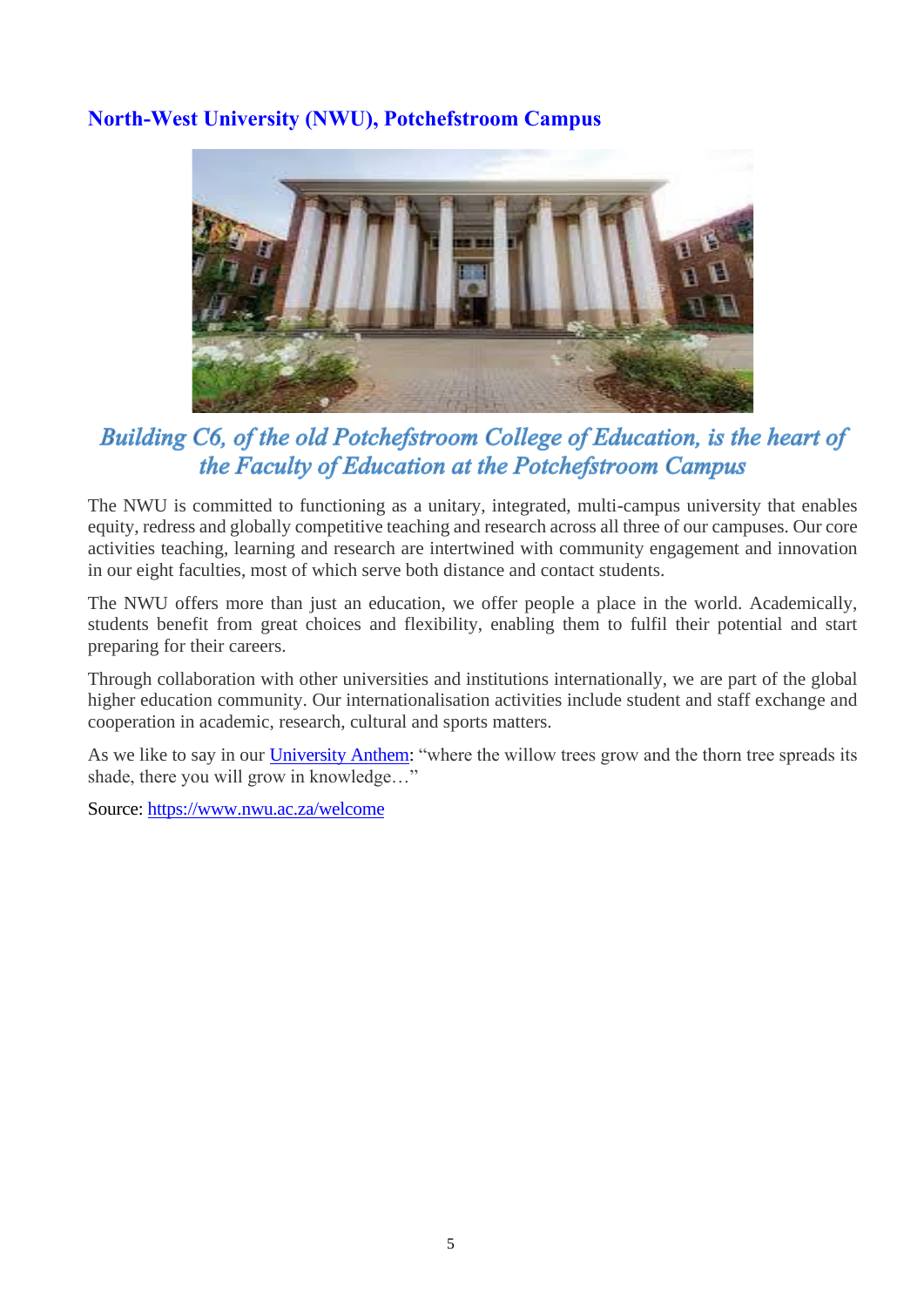## North-West University (NWU), Potchefstroom Campus

*Building C6, of the old Potchefstroom College of Education, is the heart of the Faculty of Education at the Potchefstroom Campus*

The NWU is committed to functioning as a unitary, integrated, multi-campus university that enables equity, redress and globally competitive teaching and research across all three of our campuses. Our core activities teaching, learning and research are intertwined with community engagement and innovation in our eight faculties, most of which serve both distance and contact students.

The NWU offers more than just an education, we offer people a place in the world. Academically, students benefit from great choices and flexibility, enabling them to fulfil their potential and start preparing for their careers.

Through collaboration with other universities and institutions internationally, we are part of the global higher education community. Our internationalisation activities include student and staff exchange and cooperation in academic, research, cultural and sports matters.

As we like to say in our University Anthem: "where the willow trees grow and the thorn tree spreads its shade, there you will grow in knowledge…"

Source: https://www.nwu.ac.za/welcome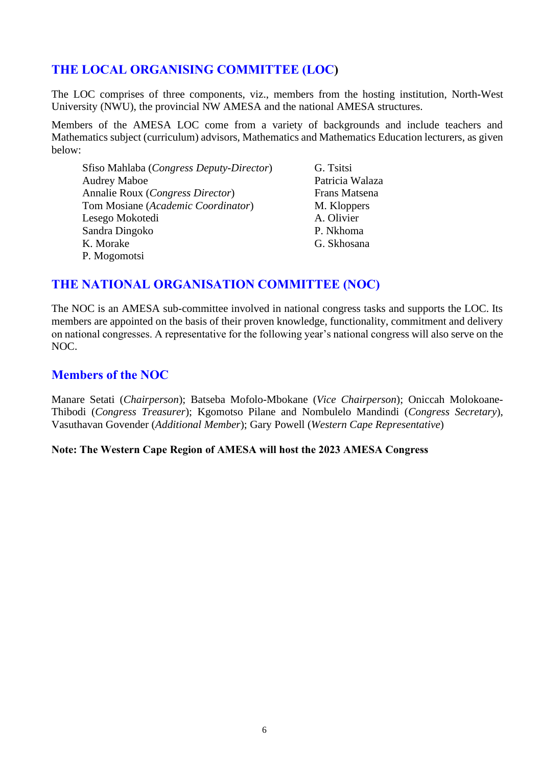## THE LOCAL ORGANISING COMMITTEE (LOC)

The LOC comprises of three components, viz., members from the hosting institution, North-West University (NWU), the provincial NW AMESA and the national AMESA structures.

Members of the AMESA LOC come from a variety of backgrounds and include teachers and Mathematics subject (curriculum) advisors, Mathematics and Mathematics Education lecturers, as given below:

- Sfiso Mahlaba (*Congress Deputy-Director*)
- Audrey Maboe
- Annalie Roux (*Congress Director*)
- Tom Mosiane (*Academic Coordinator*)
- Lesego Mokotedi
- Sandra Dingoko
- K. Morake
- P. Mogomotsi
- G. Tsitsi
- Patricia Walaza
- Frans Matsena
- M. Kloppers
- A. Olivier
- P. Nkhoma
- G. Skhosana

## THE NATIONAL ORGANISATION COMMITTEE (NOC)

The NOC is an AMESA sub-committee involved in national congress tasks and supports the LOC. Its members are appointed on the basis of their proven knowledge, functionality, commitment and delivery on national congresses. A representative for the following year's national congress will also serve on the NOC.

## Members of the NOC

Manare Setati (*Chairperson*); Batseba Mofolo-Mbokane (*Vice Chairperson*); Oniccah Molokoane-Thibodi (*Congress Treasurer*); Kgomotso Pilane and Nombulelo Mandindi (*Congress Secretary*), Vasuthavan Govender (*Additional Member*); Gary Powell (*Western Cape Representative*)

**Note: The Western Cape Region of AMESA will host the 2023 AMESA Congress**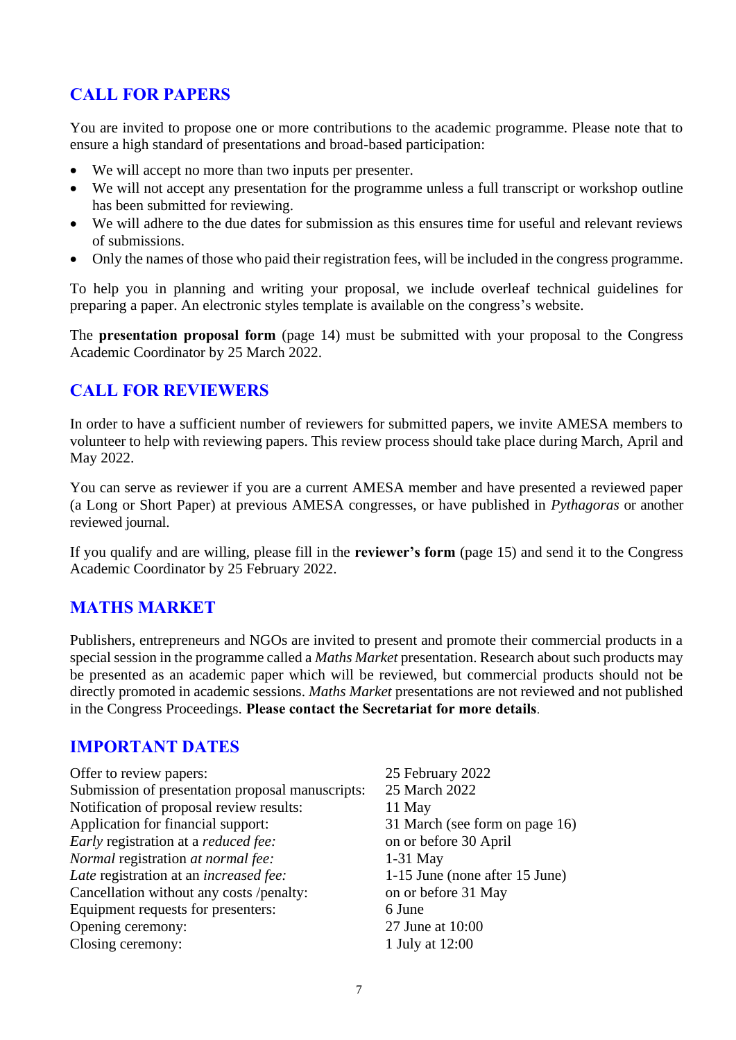## CALL FOR PAPERS

You are invited to propose one or more contributions to the academic programme. Please note that to ensure a high standard of presentations and broad-based participation:

- We will accept no more than two inputs per presenter.
- We will not accept any presentation for the programme unless a full transcript or workshop outline has been submitted for reviewing.
- We will adhere to the due dates for submission as this ensures time for useful and relevant reviews of submissions.
- Only the names of those who paid their registration fees, will be included in the congress programme.

To help you in planning and writing your proposal, we include overleaf technical guidelines for preparing a paper. An electronic styles template is available on the congress's website.

The **presentation proposal form** (page 14) must be submitted with your proposal to the Congress Academic Coordinator by 25 March 2022.

## CALL FOR REVIEWERS

In order to have a sufficient number of reviewers for submitted papers, we invite AMESA members to volunteer to help with reviewing papers. This review process should take place during March, April and May 2022.

You can serve as reviewer if you are a current AMESA member and have presented a reviewed paper (a Long or Short Paper) at previous AMESA congresses, or have published in *Pythagoras* or another reviewed journal.

If you qualify and are willing, please fill in the **reviewer's form** (page 15) and send it to the Congress Academic Coordinator by 25 February 2022.

## MATHS MARKET

Publishers, entrepreneurs and NGOs are invited to present and promote their commercial products in a special session in the programme called a *Maths Market* presentation. Research about such products may be presented as an academic paper which will be reviewed, but commercial products should not be directly promoted in academic sessions. *Maths Market* presentations are not reviewed and not published in the Congress Proceedings. **Please contact the Secretariat for more details**.

## IMPORTANT DATES

| | |
|---|---|
| Offer to review papers: | 25 February 2022 |
| Submission of presentation proposal manuscripts: | 25 March 2022 |
| Notification of proposal review results: | 11 May |
| Application for financial support: | 31 March (see form on page 16) |
| *Early* registration at a *reduced fee:* | on or before 30 April |
| *Normal* registration *at normal fee:* | 1-31 May |
| *Late* registration at an *increased fee:* | 1-15 June (none after 15 June) |
| Cancellation without any costs /penalty: | on or before 31 May |
| Equipment requests for presenters: | 6 June |
| Opening ceremony: | 27 June at 10:00 |
| Closing ceremony: | 1 July at 12:00 |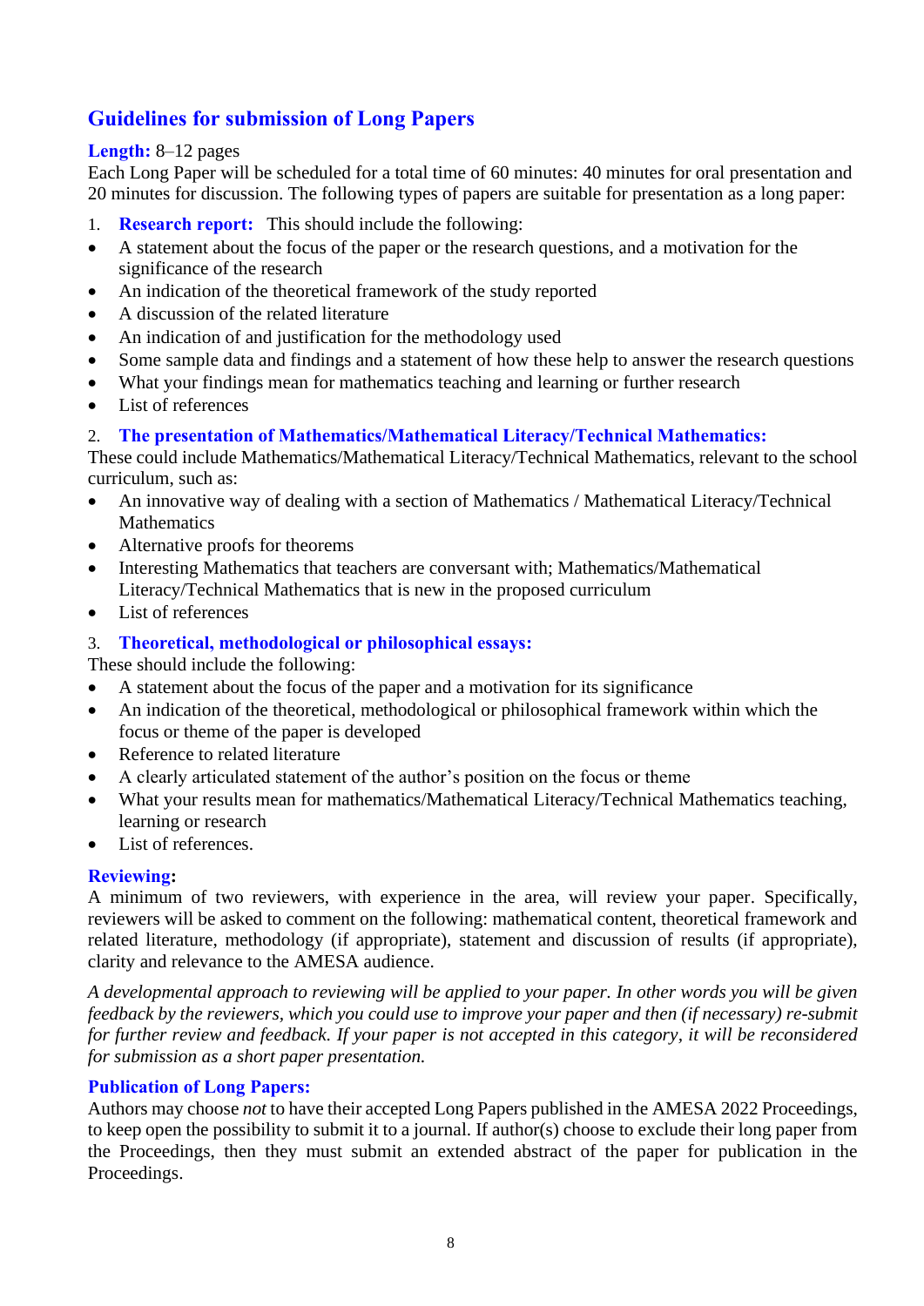## Guidelines for submission of Long Papers

**Length:** 8–12 pages

Each Long Paper will be scheduled for a total time of 60 minutes: 40 minutes for oral presentation and 20 minutes for discussion. The following types of papers are suitable for presentation as a long paper:

1. **Research report:** This should include the following:

- A statement about the focus of the paper or the research questions, and a motivation for the significance of the research
- An indication of the theoretical framework of the study reported
- A discussion of the related literature
- An indication of and justification for the methodology used
- Some sample data and findings and a statement of how these help to answer the research questions
- What your findings mean for mathematics teaching and learning or further research
- List of references

2. **The presentation of Mathematics/Mathematical Literacy/Technical Mathematics:**

These could include Mathematics/Mathematical Literacy/Technical Mathematics, relevant to the school curriculum, such as:

- An innovative way of dealing with a section of Mathematics / Mathematical Literacy/Technical Mathematics
- Alternative proofs for theorems
- Interesting Mathematics that teachers are conversant with; Mathematics/Mathematical Literacy/Technical Mathematics that is new in the proposed curriculum
- List of references

3. **Theoretical, methodological or philosophical essays:**

These should include the following:

- A statement about the focus of the paper and a motivation for its significance
- An indication of the theoretical, methodological or philosophical framework within which the focus or theme of the paper is developed
- Reference to related literature
- A clearly articulated statement of the author's position on the focus or theme
- What your results mean for mathematics/Mathematical Literacy/Technical Mathematics teaching, learning or research
- List of references.

**Reviewing:**

A minimum of two reviewers, with experience in the area, will review your paper. Specifically, reviewers will be asked to comment on the following: mathematical content, theoretical framework and related literature, methodology (if appropriate), statement and discussion of results (if appropriate), clarity and relevance to the AMESA audience.

*A developmental approach to reviewing will be applied to your paper. In other words you will be given feedback by the reviewers, which you could use to improve your paper and then (if necessary) re-submit for further review and feedback. If your paper is not accepted in this category, it will be reconsidered for submission as a short paper presentation.*

**Publication of Long Papers:**

Authors may choose *not* to have their accepted Long Papers published in the AMESA 2022 Proceedings, to keep open the possibility to submit it to a journal. If author(s) choose to exclude their long paper from the Proceedings, then they must submit an extended abstract of the paper for publication in the Proceedings.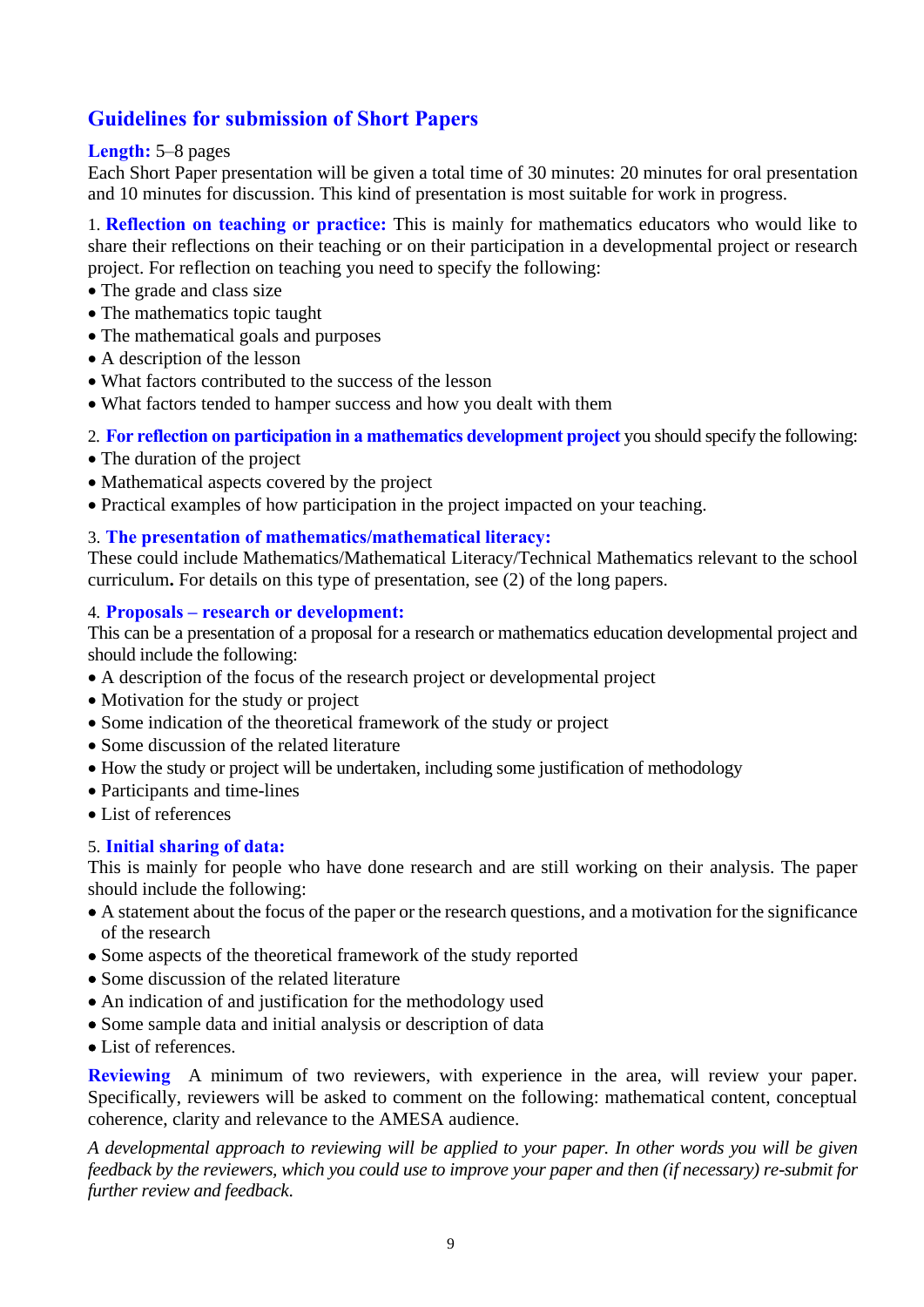## Guidelines for submission of Short Papers

**Length:** 5–8 pages

Each Short Paper presentation will be given a total time of 30 minutes: 20 minutes for oral presentation and 10 minutes for discussion. This kind of presentation is most suitable for work in progress.

1. **Reflection on teaching or practice:** This is mainly for mathematics educators who would like to share their reflections on their teaching or on their participation in a developmental project or research project. For reflection on teaching you need to specify the following:

- The grade and class size
- The mathematics topic taught
- The mathematical goals and purposes
- A description of the lesson
- What factors contributed to the success of the lesson
- What factors tended to hamper success and how you dealt with them

2. **For reflection on participation in a mathematics development project** you should specify the following:

- The duration of the project
- Mathematical aspects covered by the project
- Practical examples of how participation in the project impacted on your teaching.

3. **The presentation of mathematics/mathematical literacy:**

These could include Mathematics/Mathematical Literacy/Technical Mathematics relevant to the school curriculum**.** For details on this type of presentation, see (2) of the long papers.

4. **Proposals – research or development:**

This can be a presentation of a proposal for a research or mathematics education developmental project and should include the following:

- A description of the focus of the research project or developmental project
- Motivation for the study or project
- Some indication of the theoretical framework of the study or project
- Some discussion of the related literature
- How the study or project will be undertaken, including some justification of methodology
- Participants and time-lines
- List of references

5. **Initial sharing of data:**

This is mainly for people who have done research and are still working on their analysis. The paper should include the following:

- A statement about the focus of the paper or the research questions, and a motivation for the significance of the research
- Some aspects of the theoretical framework of the study reported
- Some discussion of the related literature
- An indication of and justification for the methodology used
- Some sample data and initial analysis or description of data
- List of references.

**Reviewing** A minimum of two reviewers, with experience in the area, will review your paper. Specifically, reviewers will be asked to comment on the following: mathematical content, conceptual coherence, clarity and relevance to the AMESA audience.

*A developmental approach to reviewing will be applied to your paper. In other words you will be given feedback by the reviewers, which you could use to improve your paper and then (if necessary) re-submit for further review and feedback.*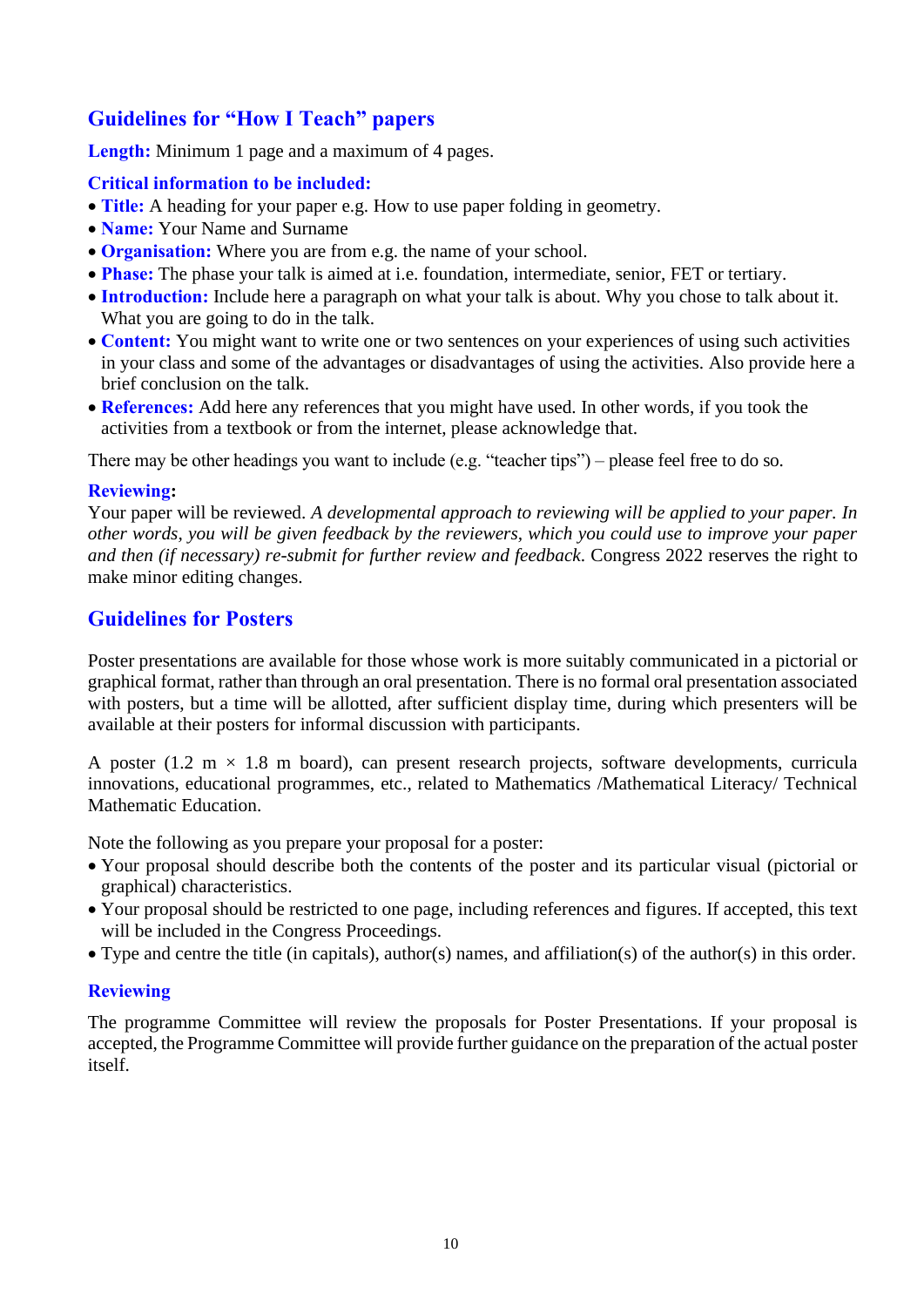## Guidelines for "How I Teach" papers

**Length:** Minimum 1 page and a maximum of 4 pages.

**Critical information to be included:**

- **Title:** A heading for your paper e.g. How to use paper folding in geometry.
- **Name:** Your Name and Surname
- **Organisation:** Where you are from e.g. the name of your school.
- **Phase:** The phase your talk is aimed at i.e. foundation, intermediate, senior, FET or tertiary.
- **Introduction:** Include here a paragraph on what your talk is about. Why you chose to talk about it. What you are going to do in the talk.
- **Content:** You might want to write one or two sentences on your experiences of using such activities in your class and some of the advantages or disadvantages of using the activities. Also provide here a brief conclusion on the talk.
- **References:** Add here any references that you might have used. In other words, if you took the activities from a textbook or from the internet, please acknowledge that.

There may be other headings you want to include (e.g. "teacher tips") – please feel free to do so.

**Reviewing:**

Your paper will be reviewed. *A developmental approach to reviewing will be applied to your paper. In other words, you will be given feedback by the reviewers, which you could use to improve your paper and then (if necessary) re-submit for further review and feedback*. Congress 2022 reserves the right to make minor editing changes.

## Guidelines for Posters

Poster presentations are available for those whose work is more suitably communicated in a pictorial or graphical format, rather than through an oral presentation. There is no formal oral presentation associated with posters, but a time will be allotted, after sufficient display time, during which presenters will be available at their posters for informal discussion with participants.

A poster (1.2 m × 1.8 m board), can present research projects, software developments, curricula innovations, educational programmes, etc., related to Mathematics /Mathematical Literacy/ Technical Mathematic Education.

Note the following as you prepare your proposal for a poster:

- Your proposal should describe both the contents of the poster and its particular visual (pictorial or graphical) characteristics.
- Your proposal should be restricted to one page, including references and figures. If accepted, this text will be included in the Congress Proceedings.
- Type and centre the title (in capitals), author(s) names, and affiliation(s) of the author(s) in this order.

**Reviewing**

The programme Committee will review the proposals for Poster Presentations. If your proposal is accepted, the Programme Committee will provide further guidance on the preparation of the actual poster itself.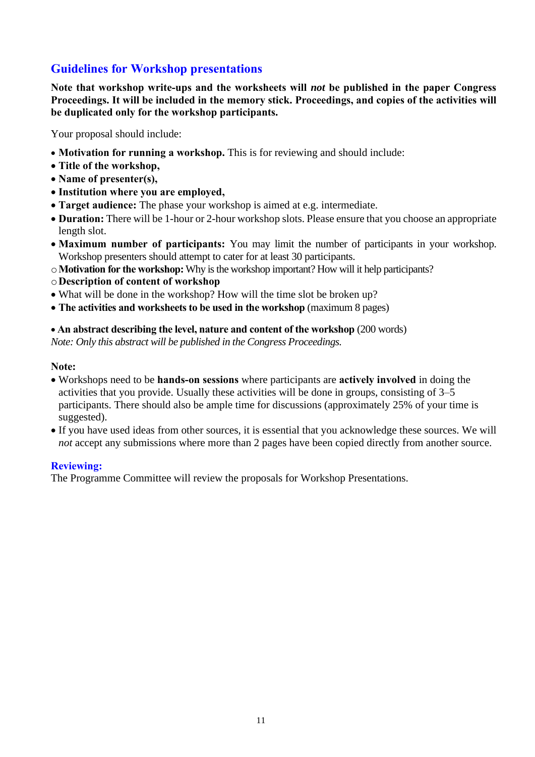## Guidelines for Workshop presentations

**Note that workshop write-ups and the worksheets will *not* be published in the paper Congress Proceedings. It will be included in the memory stick. Proceedings, and copies of the activities will be duplicated only for the workshop participants.**

Your proposal should include:

- **Motivation for running a workshop.** This is for reviewing and should include:
- **Title of the workshop,**
- **Name of presenter(s),**
- **Institution where you are employed,**
- **Target audience:** The phase your workshop is aimed at e.g. intermediate.
- **Duration:** There will be 1-hour or 2-hour workshop slots. Please ensure that you choose an appropriate length slot.
- **Maximum number of participants:** You may limit the number of participants in your workshop. Workshop presenters should attempt to cater for at least 30 participants.
  - **Motivation for the workshop:** Why is the workshop important? How will it help participants?
  - **Description of content of workshop**
- What will be done in the workshop? How will the time slot be broken up?
- **The activities and worksheets to be used in the workshop** (maximum 8 pages)

- **An abstract describing the level, nature and content of the workshop** (200 words)

*Note: Only this abstract will be published in the Congress Proceedings.*

**Note:**

- Workshops need to be **hands-on sessions** where participants are **actively involved** in doing the activities that you provide. Usually these activities will be done in groups, consisting of 3–5 participants. There should also be ample time for discussions (approximately 25% of your time is suggested).
- If you have used ideas from other sources, it is essential that you acknowledge these sources. We will *not* accept any submissions where more than 2 pages have been copied directly from another source.

### Reviewing:

The Programme Committee will review the proposals for Workshop Presentations.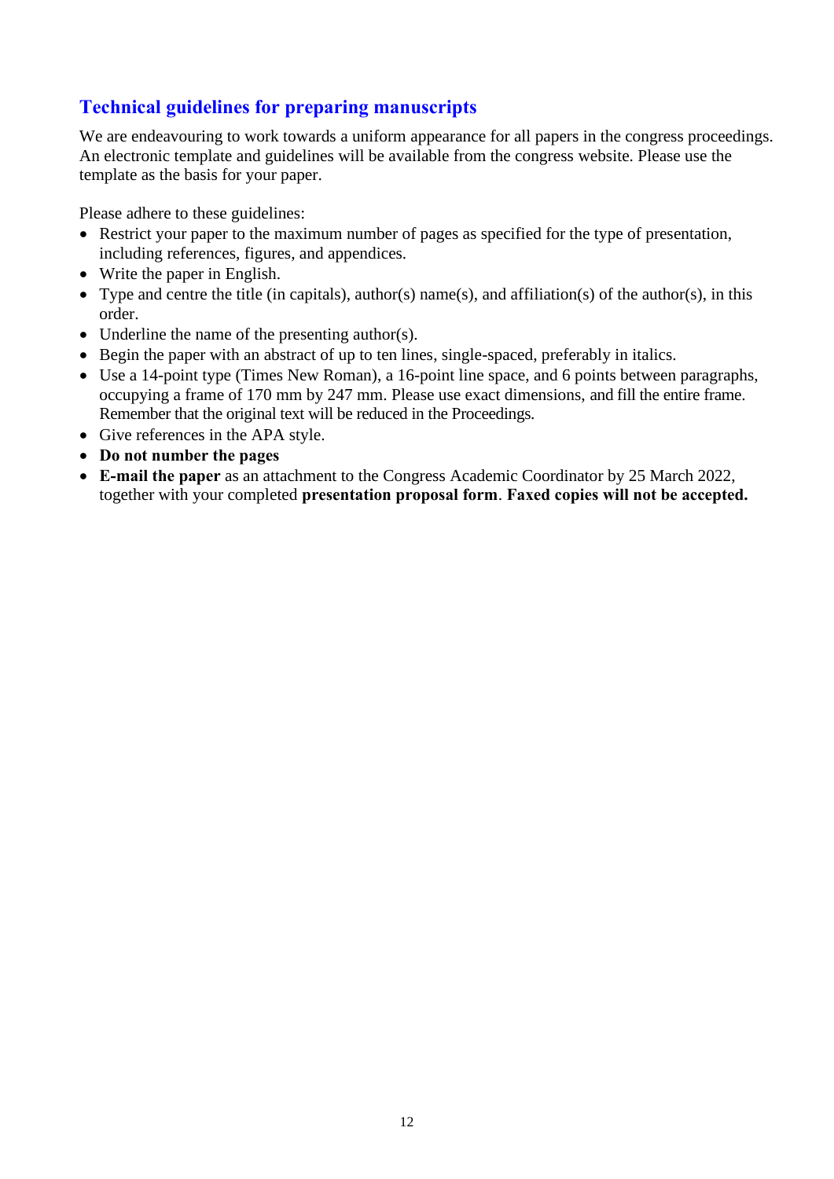## Technical guidelines for preparing manuscripts

We are endeavouring to work towards a uniform appearance for all papers in the congress proceedings. An electronic template and guidelines will be available from the congress website. Please use the template as the basis for your paper.

Please adhere to these guidelines:

- Restrict your paper to the maximum number of pages as specified for the type of presentation, including references, figures, and appendices.
- Write the paper in English.
- Type and centre the title (in capitals), author(s) name(s), and affiliation(s) of the author(s), in this order.
- Underline the name of the presenting author(s).
- Begin the paper with an abstract of up to ten lines, single-spaced, preferably in italics.
- Use a 14-point type (Times New Roman), a 16-point line space, and 6 points between paragraphs, occupying a frame of 170 mm by 247 mm. Please use exact dimensions, and fill the entire frame. Remember that the original text will be reduced in the Proceedings.
- Give references in the APA style.
- **Do not number the pages**
- **E-mail the paper** as an attachment to the Congress Academic Coordinator by 25 March 2022, together with your completed **presentation proposal form**. **Faxed copies will not be accepted.**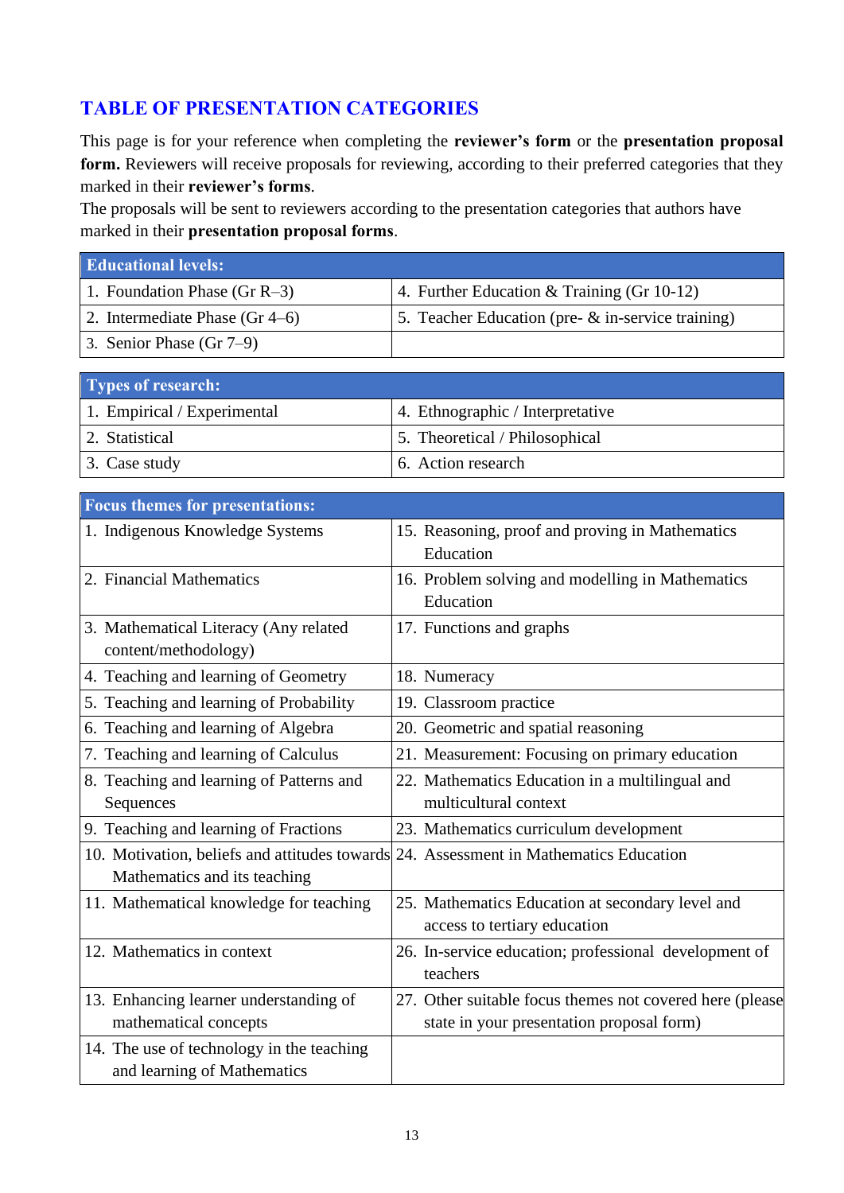## TABLE OF PRESENTATION CATEGORIES

This page is for your reference when completing the **reviewer's form** or the **presentation proposal form.** Reviewers will receive proposals for reviewing, according to their preferred categories that they marked in their **reviewer's forms**.
The proposals will be sent to reviewers according to the presentation categories that authors have marked in their **presentation proposal forms**.

| **Educational levels:** | |
|---|---|
| 1. Foundation Phase (Gr R–3) | 4. Further Education & Training (Gr 10-12) |
| 2. Intermediate Phase (Gr 4–6) | 5. Teacher Education (pre- & in-service training) |
| 3. Senior Phase (Gr 7–9) | |

| **Types of research:** | |
|---|---|
| 1. Empirical / Experimental | 4. Ethnographic / Interpretative |
| 2. Statistical | 5. Theoretical / Philosophical |
| 3. Case study | 6. Action research |

| **Focus themes for presentations:** | |
|---|---|
| 1. Indigenous Knowledge Systems | 15. Reasoning, proof and proving in Mathematics Education |
| 2. Financial Mathematics | 16. Problem solving and modelling in Mathematics Education |
| 3. Mathematical Literacy (Any related content/methodology) | 17. Functions and graphs |
| 4. Teaching and learning of Geometry | 18. Numeracy |
| 5. Teaching and learning of Probability | 19. Classroom practice |
| 6. Teaching and learning of Algebra | 20. Geometric and spatial reasoning |
| 7. Teaching and learning of Calculus | 21. Measurement: Focusing on primary education |
| 8. Teaching and learning of Patterns and Sequences | 22. Mathematics Education in a multilingual and multicultural context |
| 9. Teaching and learning of Fractions | 23. Mathematics curriculum development |
| 10. Motivation, beliefs and attitudes towards Mathematics and its teaching | 24. Assessment in Mathematics Education |
| 11. Mathematical knowledge for teaching | 25. Mathematics Education at secondary level and access to tertiary education |
| 12. Mathematics in context | 26. In-service education; professional development of teachers |
| 13. Enhancing learner understanding of mathematical concepts | 27. Other suitable focus themes not covered here (please state in your presentation proposal form) |
| 14. The use of technology in the teaching and learning of Mathematics | |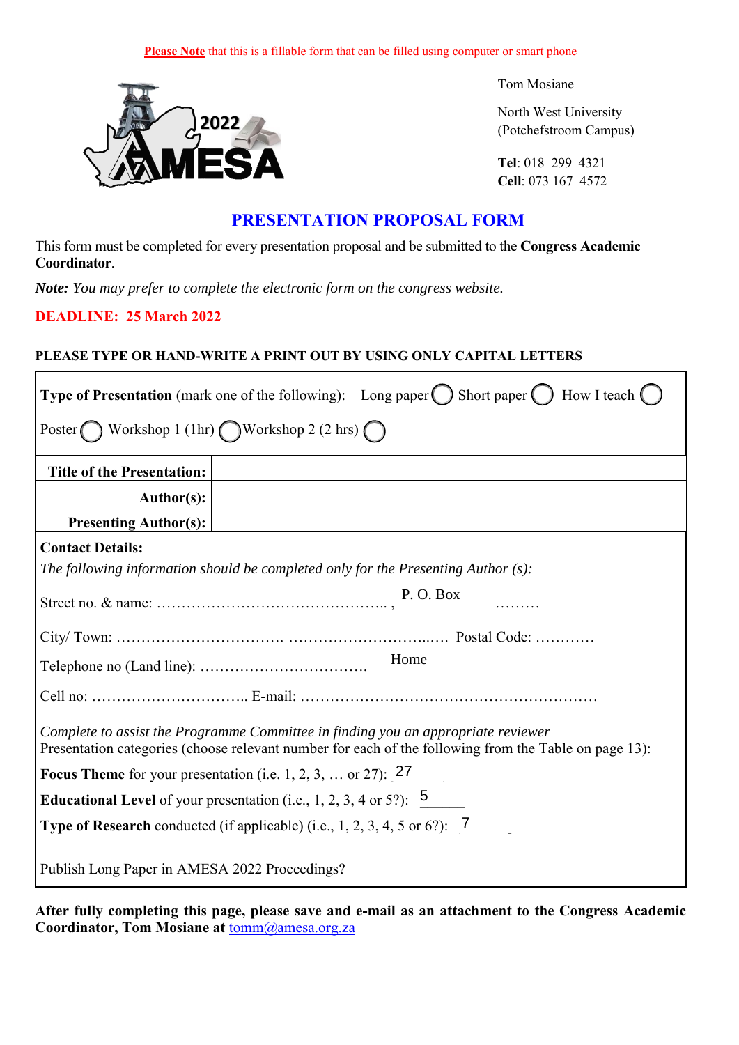**Please Note** that this is a fillable form that can be filled using computer or smart phone

Tom Mosiane

North West University
(Potchefstroom Campus)

**Tel**: 018 299 4321
**Cell**: 073 167 4572

## PRESENTATION PROPOSAL FORM

This form must be completed for every presentation proposal and be submitted to the **Congress Academic Coordinator**.

***Note:*** *You may prefer to complete the electronic form on the congress website.*

**DEADLINE: 25 March 2022**

**PLEASE TYPE OR HAND-WRITE A PRINT OUT BY USING ONLY CAPITAL LETTERS**

**Type of Presentation** (mark one of the following): Long paper ◯ Short paper ◯ How I teach ◯

Poster ◯ Workshop 1 (1hr) ◯ Workshop 2 (2 hrs) ◯

| | |
|---|---|
| **Title of the Presentation:** | |
| **Author(s):** | |
| **Presenting Author(s):** | |

**Contact Details:**

*The following information should be completed only for the Presenting Author (s):*

Street no. & name: ……………………………………….. , P. O. Box ………

City/ Town: ……………………………. …………………………..…. Postal Code: …………

Telephone no (Land line): …………………………….. Home

Cell no: ………………………….. E-mail: ……………………………………………………

*Complete to assist the Programme Committee in finding you an appropriate reviewer*
Presentation categories (choose relevant number for each of the following from the Table on page 13):

**Focus Theme** for your presentation (i.e. 1, 2, 3, … or 27): 27

**Educational Level** of your presentation (i.e., 1, 2, 3, 4 or 5?): 5

**Type of Research** conducted (if applicable) (i.e., 1, 2, 3, 4, 5 or 6?): 7

Publish Long Paper in AMESA 2022 Proceedings?

**After fully completing this page, please save and e-mail as an attachment to the Congress Academic Coordinator, Tom Mosiane at** tomm@amesa.org.za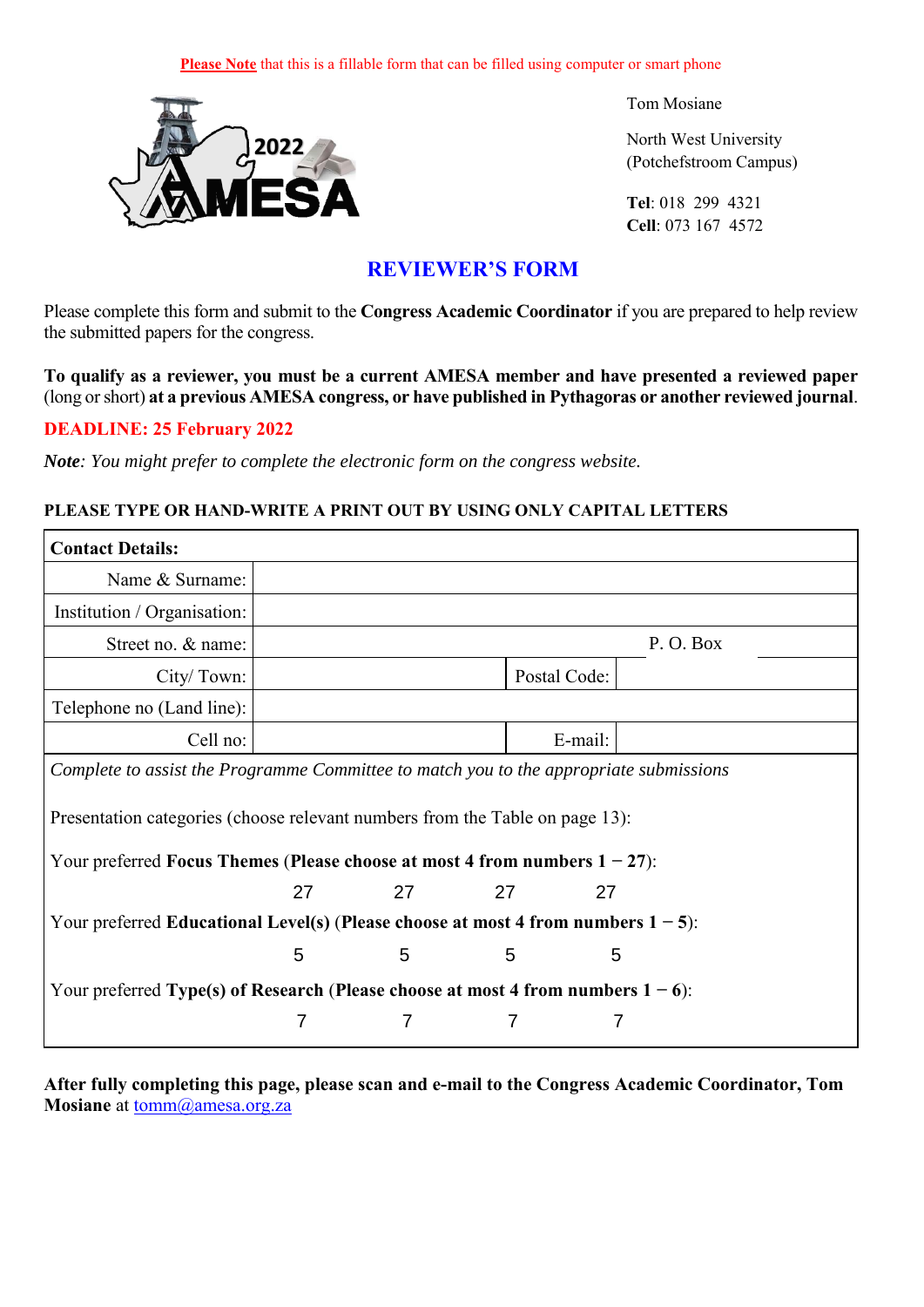Please Note that this is a fillable form that can be filled using computer or smart phone

Tom Mosiane

North West University
(Potchefstroom Campus)

**Tel**: 018 299 4321
**Cell**: 073 167 4572

## REVIEWER'S FORM

Please complete this form and submit to the **Congress Academic Coordinator** if you are prepared to help review the submitted papers for the congress.

**To qualify as a reviewer, you must be a current AMESA member and have presented a reviewed paper** (long or short) **at a previous AMESA congress, or have published in Pythagoras or another reviewed journal**.

**DEADLINE: 25 February 2022**

***Note**: You might prefer to complete the electronic form on the congress website.*

**PLEASE TYPE OR HAND-WRITE A PRINT OUT BY USING ONLY CAPITAL LETTERS**

| **Contact Details:** | | | |
|---|---|---|---|
| Name & Surname: | | | |
| Institution / Organisation: | | | |
| Street no. & name: | | P. O. Box | |
| City/ Town: | | Postal Code: | |
| Telephone no (Land line): | | | |
| Cell no: | | E-mail: | |

*Complete to assist the Programme Committee to match you to the appropriate submissions*

Presentation categories (choose relevant numbers from the Table on page 13):

Your preferred **Focus Themes** (**Please choose at most 4 from numbers 1 – 27**):

27 27 27 27

Your preferred **Educational Level(s)** (**Please choose at most 4 from numbers 1 – 5**):

5 5 5 5

Your preferred **Type(s) of Research** (**Please choose at most 4 from numbers 1 – 6**):

7 7 7 7

**After fully completing this page, please scan and e-mail to the Congress Academic Coordinator, Tom Mosiane** at tomm@amesa.org.za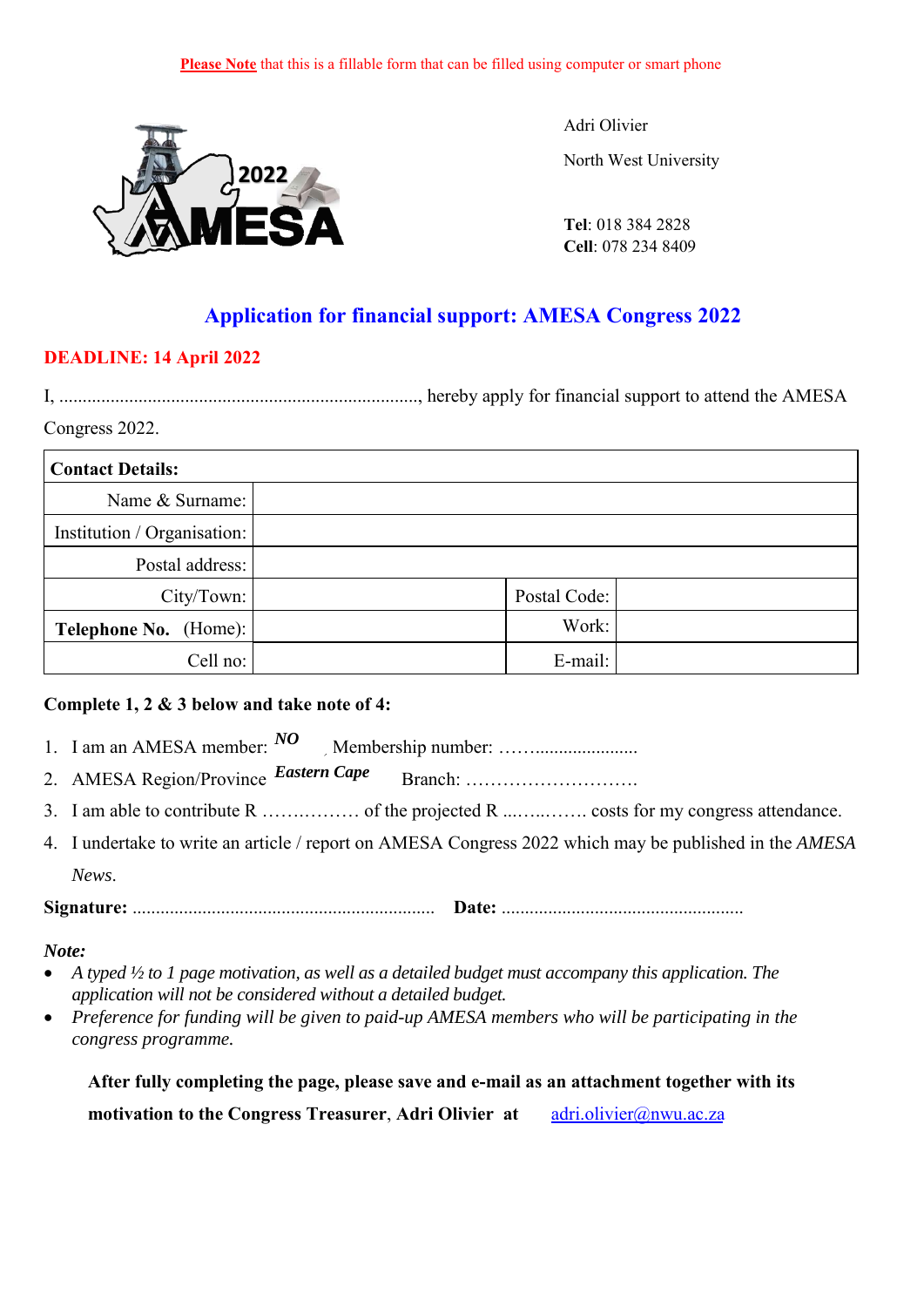**Please Note** that this is a fillable form that can be filled using computer or smart phone

Adri Olivier

North West University

**Tel**: 018 384 2828
**Cell**: 078 234 8409

## Application for financial support: AMESA Congress 2022

**DEADLINE: 14 April 2022**

I, ............................................................................, hereby apply for financial support to attend the AMESA Congress 2022.

| **Contact Details:** | | | |
|---|---|---|---|
| Name & Surname: | | | |
| Institution / Organisation: | | | |
| Postal address: | | | |
| City/Town: | | Postal Code: | |
| **Telephone No.** (Home): | | Work: | |
| Cell no: | | E-mail: | |

**Complete 1, 2 & 3 below and take note of 4:**

1. I am an AMESA member: ***NO*** Membership number: ……......................
2. AMESA Region/Province ***Eastern Cape*** Branch: ……………………….
3. I am able to contribute R ……………. of the projected R ...…..……. costs for my congress attendance.
4. I undertake to write an article / report on AMESA Congress 2022 which may be published in the *AMESA News*.

**Signature:** ................................................................. **Date:** ....................................................

***Note:***

- *A typed ½ to 1 page motivation, as well as a detailed budget must accompany this application. The application will not be considered without a detailed budget.*
- *Preference for funding will be given to paid-up AMESA members who will be participating in the congress programme.*

**After fully completing the page, please save and e-mail as an attachment together with its motivation to the Congress Treasurer, Adri Olivier at** adri.olivier@nwu.ac.za